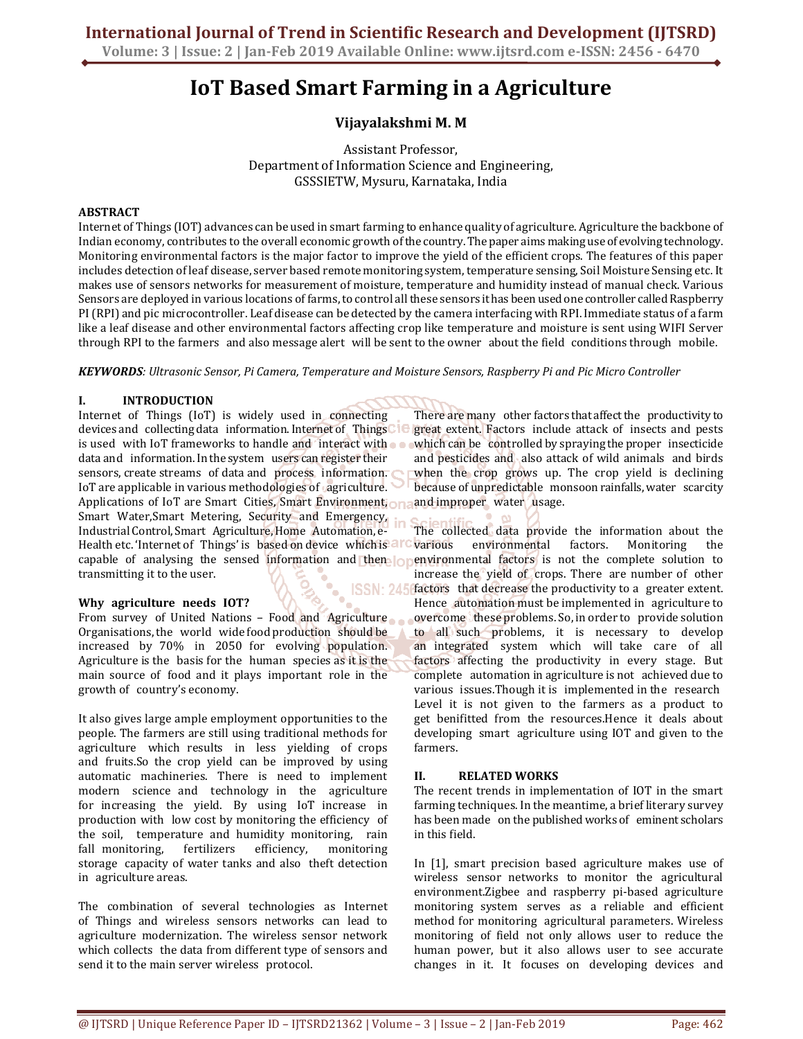# IoT Based Smart Farming in a Agriculture

**Vijayalakshmi M. M**

Assistant Professor,
Department of Information Science and Engineering,
GSSSIETW, Mysuru, Karnataka, India

## ABSTRACT

Internet of Things (IOT) advances can be used in smart farming to enhance quality of agriculture. Agriculture the backbone of Indian economy, contributes to the overall economic growth of the country. The paper aims making use of evolving technology. Monitoring environmental factors is the major factor to improve the yield of the efficient crops. The features of this paper includes detection of leaf disease, server based remote monitoring system, temperature sensing, Soil Moisture Sensing etc. It makes use of sensors networks for measurement of moisture, temperature and humidity instead of manual check. Various Sensors are deployed in various locations of farms, to control all these sensors it has been used one controller called Raspberry PI (RPI) and pic microcontroller. Leaf disease can be detected by the camera interfacing with RPI. Immediate status of a farm like a leaf disease and other environmental factors affecting crop like temperature and moisture is sent using WIFI Server through RPI to the farmers and also message alert will be sent to the owner about the field conditions through mobile.

***KEYWORDS**: Ultrasonic Sensor, Pi Camera, Temperature and Moisture Sensors, Raspberry Pi and Pic Micro Controller*

## I. INTRODUCTION

Internet of Things (IoT) is widely used in connecting devices and collecting data information. Internet of Things is used with IoT frameworks to handle and interact with data and information. In the system users can register their sensors, create streams of data and process information. IoT are applicable in various methodologies of agriculture. Applications of IoT are Smart Cities, Smart Environment, Smart Water,Smart Metering, Security and Emergency, Industrial Control, Smart Agriculture, Home Automation, e-Health etc. 'Internet of Things' is based on device which is capable of analysing the sensed information and then transmitting it to the user.

### Why agriculture needs IOT?

From survey of United Nations – Food and Agriculture Organisations, the world wide food production should be increased by 70% in 2050 for evolving population. Agriculture is the basis for the human species as it is the main source of food and it plays important role in the growth of country's economy.

It also gives large ample employment opportunities to the people. The farmers are still using traditional methods for agriculture which results in less yielding of crops and fruits.So the crop yield can be improved by using automatic machineries. There is need to implement modern science and technology in the agriculture for increasing the yield. By using IoT increase in production with low cost by monitoring the efficiency of the soil, temperature and humidity monitoring, rain fall monitoring, fertilizers efficiency, monitoring storage capacity of water tanks and also theft detection in agriculture areas.

The combination of several technologies as Internet of Things and wireless sensors networks can lead to agriculture modernization. The wireless sensor network which collects the data from different type of sensors and send it to the main server wireless protocol.

There are many other factors that affect the productivity to great extent. Factors include attack of insects and pests which can be controlled by spraying the proper insecticide and pesticides and also attack of wild animals and birds when the crop grows up. The crop yield is declining because of unpredictable monsoon rainfalls, water scarcity and improper water usage.

The collected data provide the information about the various environmental factors. Monitoring the environmental factors is not the complete solution to increase the yield of crops. There are number of other factors that decrease the productivity to a greater extent. Hence automation must be implemented in agriculture to overcome these problems. So, in order to provide solution to all such problems, it is necessary to develop an integrated system which will take care of all factors affecting the productivity in every stage. But complete automation in agriculture is not achieved due to various issues.Though it is implemented in the research Level it is not given to the farmers as a product to get benifitted from the resources.Hence it deals about developing smart agriculture using IOT and given to the farmers.

## II. RELATED WORKS

The recent trends in implementation of IOT in the smart farming techniques. In the meantime, a brief literary survey has been made on the published works of eminent scholars in this field.

In [1], smart precision based agriculture makes use of wireless sensor networks to monitor the agricultural environment.Zigbee and raspberry pi-based agriculture monitoring system serves as a reliable and efficient method for monitoring agricultural parameters. Wireless monitoring of field not only allows user to reduce the human power, but it also allows user to see accurate changes in it. It focuses on developing devices and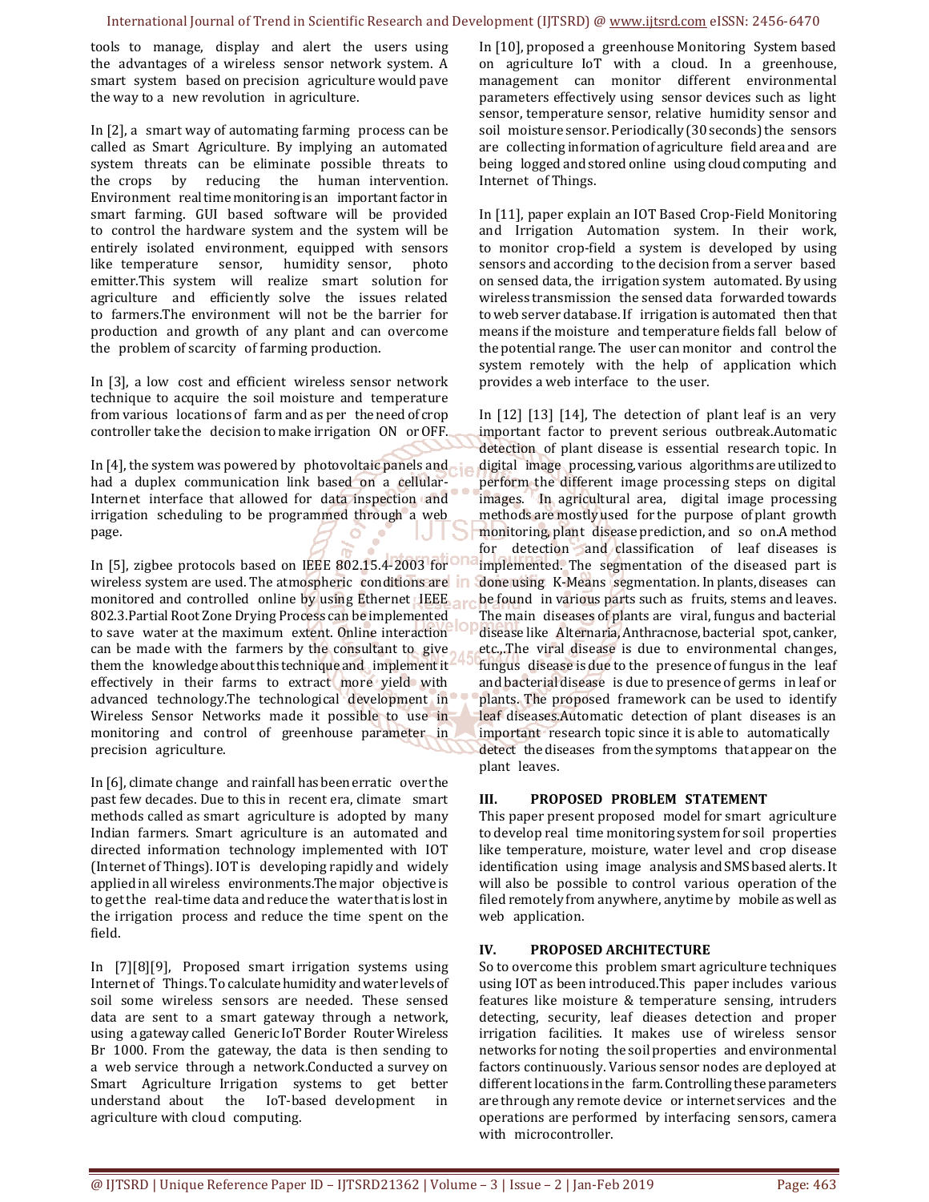tools to manage, display and alert the users using the advantages of a wireless sensor network system. A smart system based on precision agriculture would pave the way to a new revolution in agriculture.

In [2], a smart way of automating farming process can be called as Smart Agriculture. By implying an automated system threats can be eliminate possible threats to the crops by reducing the human intervention. Environment real time monitoring is an important factor in smart farming. GUI based software will be provided to control the hardware system and the system will be entirely isolated environment, equipped with sensors like temperature sensor, humidity sensor, photo emitter.This system will realize smart solution for agriculture and efficiently solve the issues related to farmers.The environment will not be the barrier for production and growth of any plant and can overcome the problem of scarcity of farming production.

In [3], a low cost and efficient wireless sensor network technique to acquire the soil moisture and temperature from various locations of farm and as per the need of crop controller take the decision to make irrigation ON or OFF.

In [4], the system was powered by photovoltaic panels and had a duplex communication link based on a cellular-Internet interface that allowed for data inspection and irrigation scheduling to be programmed through a web page.

In [5], zigbee protocols based on IEEE 802.15.4-2003 for wireless system are used. The atmospheric conditions are monitored and controlled online by using Ethernet IEEE 802.3.Partial Root Zone Drying Process can be implemented to save water at the maximum extent. Online interaction can be made with the farmers by the consultant to give them the knowledge about this technique and implement it effectively in their farms to extract more yield with advanced technology.The technological development in Wireless Sensor Networks made it possible to use in monitoring and control of greenhouse parameter in precision agriculture.

In [6], climate change and rainfall has been erratic over the past few decades. Due to this in recent era, climate smart methods called as smart agriculture is adopted by many Indian farmers. Smart agriculture is an automated and directed information technology implemented with IOT (Internet of Things). IOT is developing rapidly and widely applied in all wireless environments.The major objective is to get the real-time data and reduce the water that is lost in the irrigation process and reduce the time spent on the field.

In [7][8][9], Proposed smart irrigation systems using Internet of Things. To calculate humidity and water levels of soil some wireless sensors are needed. These sensed data are sent to a smart gateway through a network, using a gateway called Generic IoT Border Router Wireless Br 1000. From the gateway, the data is then sending to a web service through a network.Conducted a survey on Smart Agriculture Irrigation systems to get better understand about the IoT-based development in agriculture with cloud computing.

In [10], proposed a greenhouse Monitoring System based on agriculture IoT with a cloud. In a greenhouse, management can monitor different environmental parameters effectively using sensor devices such as light sensor, temperature sensor, relative humidity sensor and soil moisture sensor. Periodically (30 seconds) the sensors are collecting information of agriculture field area and are being logged and stored online using cloud computing and Internet of Things.

In [11], paper explain an IOT Based Crop-Field Monitoring and Irrigation Automation system. In their work, to monitor crop-field a system is developed by using sensors and according to the decision from a server based on sensed data, the irrigation system automated. By using wireless transmission the sensed data forwarded towards to web server database. If irrigation is automated then that means if the moisture and temperature fields fall below of the potential range. The user can monitor and control the system remotely with the help of application which provides a web interface to the user.

In [12] [13] [14], The detection of plant leaf is an very important factor to prevent serious outbreak.Automatic detection of plant disease is essential research topic. In digital image processing, various algorithms are utilized to perform the different image processing steps on digital images. In agricultural area, digital image processing methods are mostly used for the purpose of plant growth monitoring, plant disease prediction, and so on.A method for detection and classification of leaf diseases is implemented. The segmentation of the diseased part is done using K-Means segmentation. In plants, diseases can be found in various parts such as fruits, stems and leaves. The main diseases of plants are viral, fungus and bacterial disease like Alternaria, Anthracnose, bacterial spot, canker, etc.,.The viral disease is due to environmental changes, fungus disease is due to the presence of fungus in the leaf and bacterial disease is due to presence of germs in leaf or plants. The proposed framework can be used to identify leaf diseases.Automatic detection of plant diseases is an important research topic since it is able to automatically detect the diseases from the symptoms that appear on the plant leaves.

## III. PROPOSED PROBLEM STATEMENT

This paper present proposed model for smart agriculture to develop real time monitoring system for soil properties like temperature, moisture, water level and crop disease identification using image analysis and SMS based alerts. It will also be possible to control various operation of the filed remotely from anywhere, anytime by mobile as well as web application.

## IV. PROPOSED ARCHITECTURE

So to overcome this problem smart agriculture techniques using IOT as been introduced.This paper includes various features like moisture & temperature sensing, intruders detecting, security, leaf dieases detection and proper irrigation facilities. It makes use of wireless sensor networks for noting the soil properties and environmental factors continuously. Various sensor nodes are deployed at different locations in the farm. Controlling these parameters are through any remote device or internet services and the operations are performed by interfacing sensors, camera with microcontroller.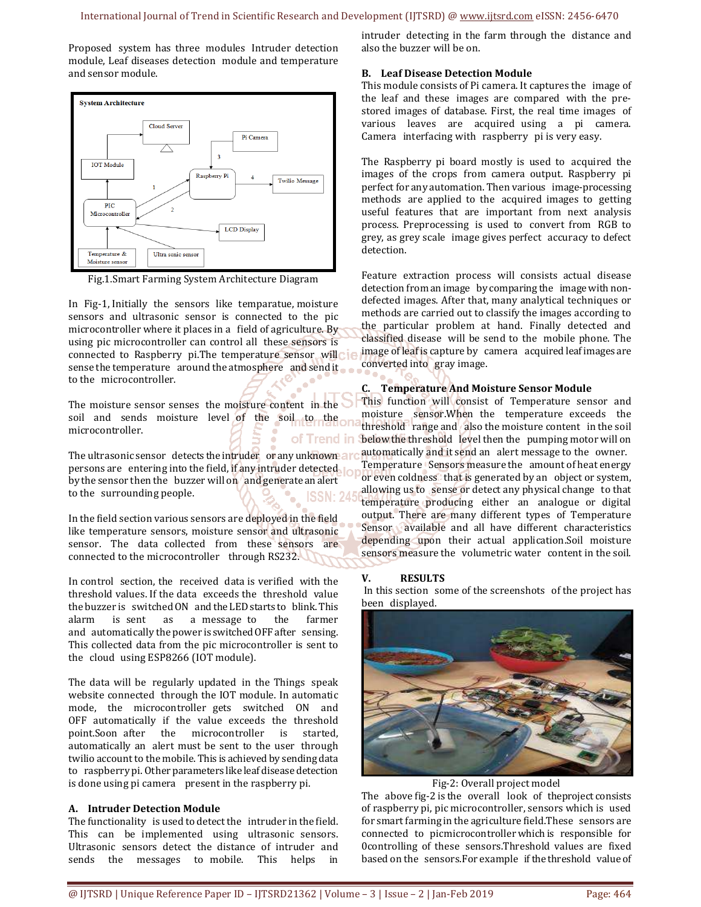Proposed system has three modules Intruder detection module, Leaf diseases detection module and temperature and sensor module.

Fig.1.Smart Farming System Architecture Diagram

In Fig-1, Initially the sensors like temparatue, moisture sensors and ultrasonic sensor is connected to the pic microcontroller where it places in a field of agriculture. By using pic microcontroller can control all these sensors is connected to Raspberry pi.The temperature sensor will sense the temperature around the atmosphere and send it to the microcontroller.

The moisture sensor senses the moisture content in the soil and sends moisture level of the soil to the microcontroller.

The ultrasonic sensor detects the intruder or any unknown persons are entering into the field, if any intruder detected by the sensor then the buzzer will on and generate an alert to the surrounding people.

In the field section various sensors are deployed in the field like temperature sensors, moisture sensor and ultrasonic sensor. The data collected from these sensors are connected to the microcontroller through RS232.

In control section, the received data is verified with the threshold values. If the data exceeds the threshold value the buzzer is switched ON and the LED starts to blink. This alarm is sent as a message to the farmer and automatically the power is switched OFF after sensing. This collected data from the pic microcontroller is sent to the cloud using ESP8266 (IOT module).

The data will be regularly updated in the Things speak website connected through the IOT module. In automatic mode, the microcontroller gets switched ON and OFF automatically if the value exceeds the threshold point.Soon after the microcontroller is started, automatically an alert must be sent to the user through twilio account to the mobile. This is achieved by sending data to raspberry pi. Other parameters like leaf disease detection is done using pi camera present in the raspberry pi.

### A. Intruder Detection Module

The functionality is used to detect the intruder in the field. This can be implemented using ultrasonic sensors. Ultrasonic sensors detect the distance of intruder and sends the messages to mobile. This helps in intruder detecting in the farm through the distance and also the buzzer will be on.

### B. Leaf Disease Detection Module

This module consists of Pi camera. It captures the image of the leaf and these images are compared with the pre-stored images of database. First, the real time images of various leaves are acquired using a pi camera. Camera interfacing with raspberry pi is very easy.

The Raspberry pi board mostly is used to acquired the images of the crops from camera output. Raspberry pi perfect for any automation. Then various image-processing methods are applied to the acquired images to getting useful features that are important from next analysis process. Preprocessing is used to convert from RGB to grey, as grey scale image gives perfect accuracy to defect detection.

Feature extraction process will consists actual disease detection from an image by comparing the image with non-defected images. After that, many analytical techniques or methods are carried out to classify the images according to the particular problem at hand. Finally detected and classified disease will be send to the mobile phone. The image of leaf is capture by camera acquired leaf images are converted into gray image.

### C. Temperature And Moisture Sensor Module

This function will consist of Temperature sensor and moisture sensor.When the temperature exceeds the threshold range and also the moisture content in the soil below the threshold level then the pumping motor will on automatically and it send an alert message to the owner. Temperature Sensors measure the amount of heat energy or even coldness that is generated by an object or system, allowing us to sense or detect any physical change to that temperature producing either an analogue or digital output. There are many different types of Temperature Sensor available and all have different characteristics depending upon their actual application.Soil moisture sensors measure the volumetric water content in the soil.

## V. RESULTS

In this section some of the screenshots of the project has been displayed.

Fig-2: Overall project model

The above fig-2 is the overall look of theproject consists of raspberry pi, pic microcontroller, sensors which is used for smart farming in the agriculture field.These sensors are connected to picmicrocontroller which is responsible for 0controlling of these sensors.Threshold values are fixed based on the sensors.For example if the threshold value of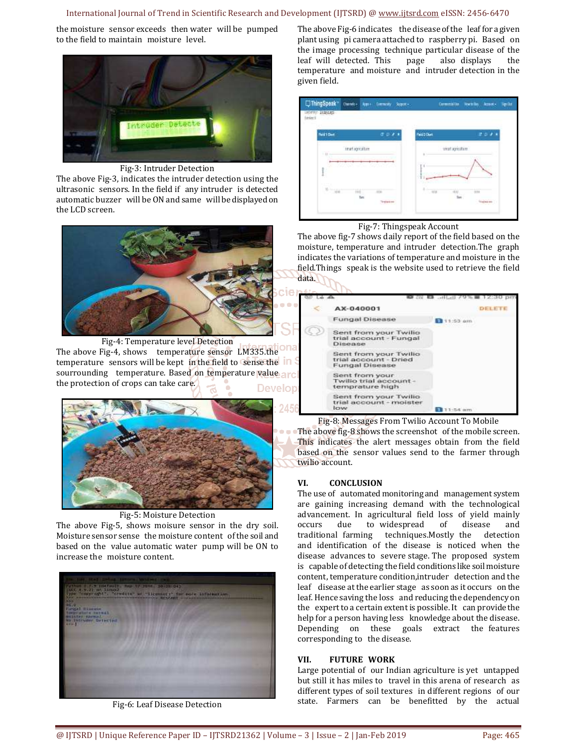the moisture sensor exceeds then water will be pumped to the field to maintain moisture level.

Fig-3: Intruder Detection

The above Fig-3, indicates the intruder detection using the ultrasonic sensors. In the field if any intruder is detected automatic buzzer will be ON and same will be displayed on the LCD screen.

Fig-4: Temperature level Detection

The above Fig-4, shows temperature sensor LM335.the temperature sensors will be kept in the field to sense the sourrounding temperature. Based on temperature value the protection of crops can take care.

Fig-5: Moisture Detection

The above Fig-5, shows moisure sensor in the dry soil. Moisture sensor sense the moisture content of the soil and based on the value automatic water pump will be ON to increase the moisture content.

Fig-6: Leaf Disease Detection

The above Fig-6 indicates the disease of the leaf for a given plant using pi camera attached to raspberry pi. Based on the image processing technique particular disease of the leaf will detected. This page also displays the temperature and moisture and intruder detection in the given field.

Fig-7: Thingspeak Account

The above fig-7 shows daily report of the field based on the moisture, temperature and intruder detection.The graph indicates the variations of temperature and moisture in the field.Things speak is the website used to retrieve the field data.

Fig-8: Messages From Twilio Account To Mobile

The above fig-8 shows the screenshot of the mobile screen. This indicates the alert messages obtain from the field based on the sensor values send to the farmer through twilio account.

## VI. CONCLUSION

The use of automated monitoring and management system are gaining increasing demand with the technological advancement. In agricultural field loss of yield mainly occurs due to widespread of disease and traditional farming techniques.Mostly the detection and identification of the disease is noticed when the disease advances to severe stage. The proposed system is capable of detecting the field conditions like soil moisture content, temperature condition,intruder detection and the leaf disease at the earlier stage as soon as it occurs on the leaf. Hence saving the loss and reducing the dependency on the expert to a certain extent is possible. It can provide the help for a person having less knowledge about the disease. Depending on these goals extract the features corresponding to the disease.

## VII. FUTURE WORK

Large potential of our Indian agriculture is yet untapped but still it has miles to travel in this arena of research as different types of soil textures in different regions of our state. Farmers can be benefitted by the actual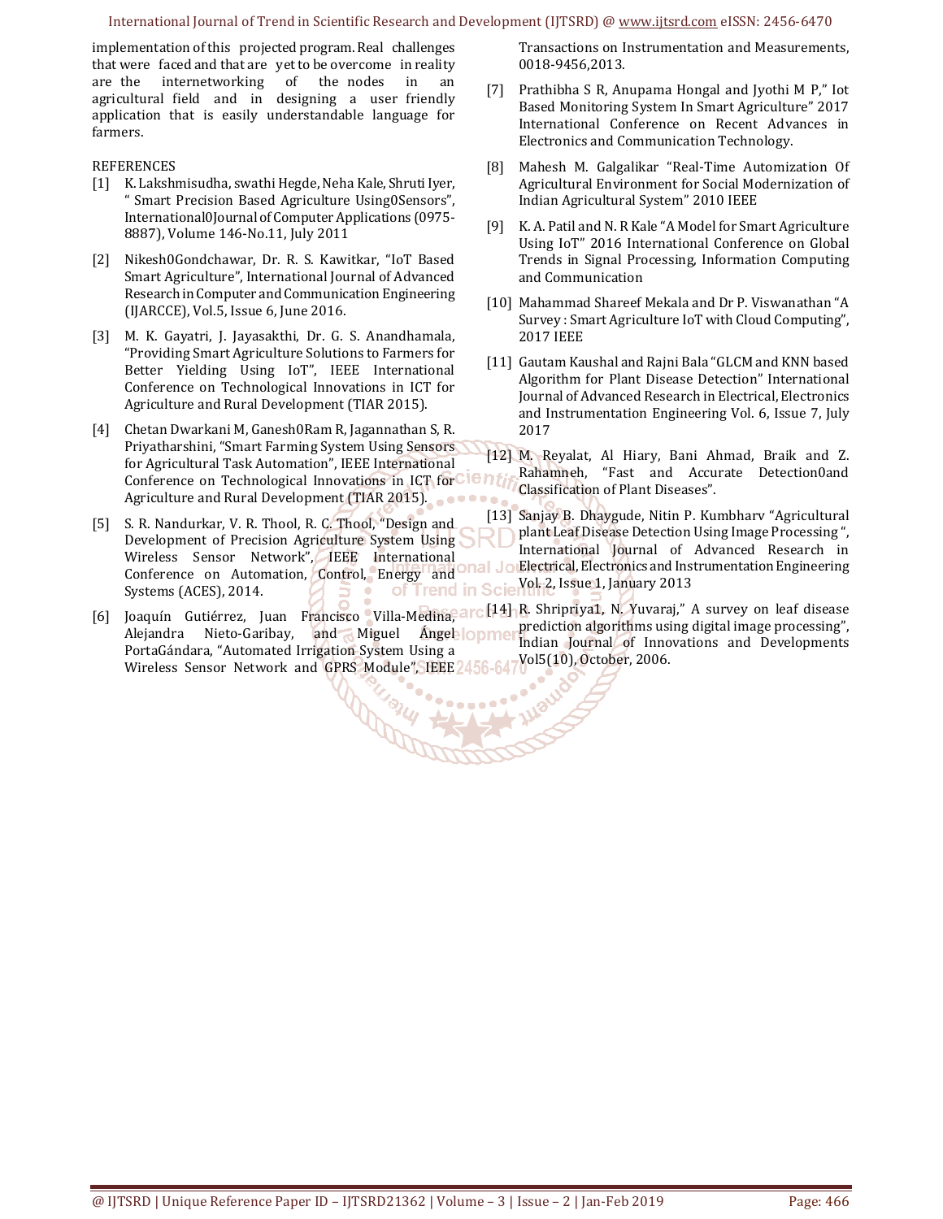implementation of this projected program. Real challenges that were faced and that are yet to be overcome in reality are the internetworking of the nodes in an agricultural field and in designing a user friendly application that is easily understandable language for farmers.

REFERENCES

[1] K. Lakshmisudha, swathi Hegde, Neha Kale, Shruti Iyer, " Smart Precision Based Agriculture Using0Sensors", International0Journal of Computer Applications (0975-8887), Volume 146-No.11, July 2011

[2] Nikesh0Gondchawar, Dr. R. S. Kawitkar, "IoT Based Smart Agriculture", International Journal of Advanced Research in Computer and Communication Engineering (IJARCCE), Vol.5, Issue 6, June 2016.

[3] M. K. Gayatri, J. Jayasakthi, Dr. G. S. Anandhamala, "Providing Smart Agriculture Solutions to Farmers for Better Yielding Using IoT", IEEE International Conference on Technological Innovations in ICT for Agriculture and Rural Development (TIAR 2015).

[4] Chetan Dwarkani M, Ganesh0Ram R, Jagannathan S, R. Priyatharshini, "Smart Farming System Using Sensors for Agricultural Task Automation", IEEE International Conference on Technological Innovations in ICT for Agriculture and Rural Development (TIAR 2015).

[5] S. R. Nandurkar, V. R. Thool, R. C. Thool, "Design and Development of Precision Agriculture System Using Wireless Sensor Network", IEEE International Conference on Automation, Control, Energy and Systems (ACES), 2014.

[6] Joaquín Gutiérrez, Juan Francisco Villa-Medina, Alejandra Nieto-Garibay, and Miguel Ángel PortaGándara, "Automated Irrigation System Using a Wireless Sensor Network and GPRS Module", IEEE Transactions on Instrumentation and Measurements, 0018-9456,2013.

[7] Prathibha S R, Anupama Hongal and Jyothi M P," Iot Based Monitoring System In Smart Agriculture" 2017 International Conference on Recent Advances in Electronics and Communication Technology.

[8] Mahesh M. Galgalikar "Real-Time Automization Of Agricultural Environment for Social Modernization of Indian Agricultural System" 2010 IEEE

[9] K. A. Patil and N. R Kale "A Model for Smart Agriculture Using IoT" 2016 International Conference on Global Trends in Signal Processing, Information Computing and Communication

[10] Mahammad Shareef Mekala and Dr P. Viswanathan "A Survey : Smart Agriculture IoT with Cloud Computing", 2017 IEEE

[11] Gautam Kaushal and Rajni Bala "GLCM and KNN based Algorithm for Plant Disease Detection" International Journal of Advanced Research in Electrical, Electronics and Instrumentation Engineering Vol. 6, Issue 7, July 2017

[12] M. Reyalat, Al Hiary, Bani Ahmad, Braik and Z. Rahamneh, "Fast and Accurate Detection0and Classification of Plant Diseases".

[13] Sanjay B. Dhaygude, Nitin P. Kumbharv "Agricultural plant Leaf Disease Detection Using Image Processing ", International Journal of Advanced Research in Electrical, Electronics and Instrumentation Engineering Vol. 2, Issue 1, January 2013

[14] R. Shripriya1, N. Yuvaraj," A survey on leaf disease prediction algorithms using digital image processing", Indian Journal of Innovations and Developments Vol5(10), October, 2006.